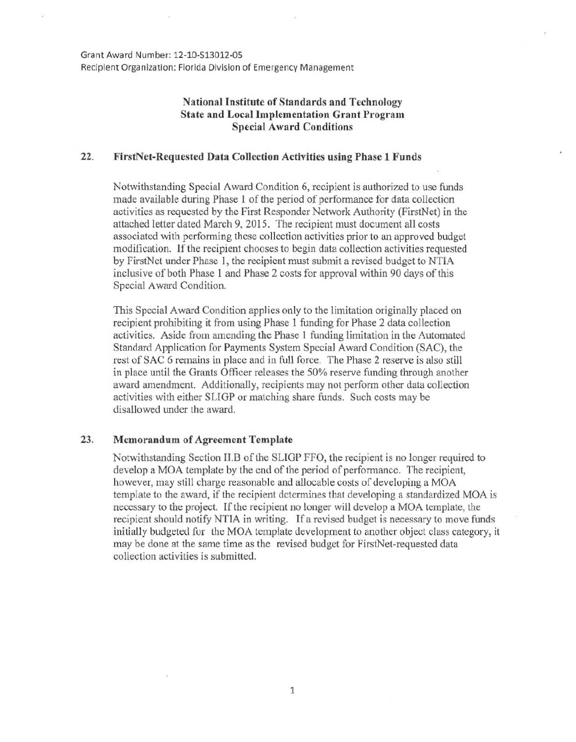Grant Award Number: 12-10-S13012-05
Recipient Organization: Florida Division of Emergency Management

**National Institute of Standards and Technology**
**State and Local Implementation Grant Program**
**Special Award Conditions**

## 22. FirstNet-Requested Data Collection Activities using Phase 1 Funds

Notwithstanding Special Award Condition 6, recipient is authorized to use funds made available during Phase 1 of the period of performance for data collection activities as requested by the First Responder Network Authority (FirstNet) in the attached letter dated March 9, 2015. The recipient must document all costs associated with performing these collection activities prior to an approved budget modification. If the recipient chooses to begin data collection activities requested by FirstNet under Phase 1, the recipient must submit a revised budget to NTIA inclusive of both Phase 1 and Phase 2 costs for approval within 90 days of this Special Award Condition.

This Special Award Condition applies only to the limitation originally placed on recipient prohibiting it from using Phase 1 funding for Phase 2 data collection activities. Aside from amending the Phase 1 funding limitation in the Automated Standard Application for Payments System Special Award Condition (SAC), the rest of SAC 6 remains in place and in full force. The Phase 2 reserve is also still in place until the Grants Officer releases the 50% reserve funding through another award amendment. Additionally, recipients may not perform other data collection activities with either SLIGP or matching share funds. Such costs may be disallowed under the award.

## 23. Memorandum of Agreement Template

Notwithstanding Section II.B of the SLIGP FFO, the recipient is no longer required to develop a MOA template by the end of the period of performance. The recipient, however, may still charge reasonable and allocable costs of developing a MOA template to the award, if the recipient determines that developing a standardized MOA is necessary to the project. If the recipient no longer will develop a MOA template, the recipient should notify NTIA in writing. If a revised budget is necessary to move funds initially budgeted for the MOA template development to another object class category, it may be done at the same time as the revised budget for FirstNet-requested data collection activities is submitted.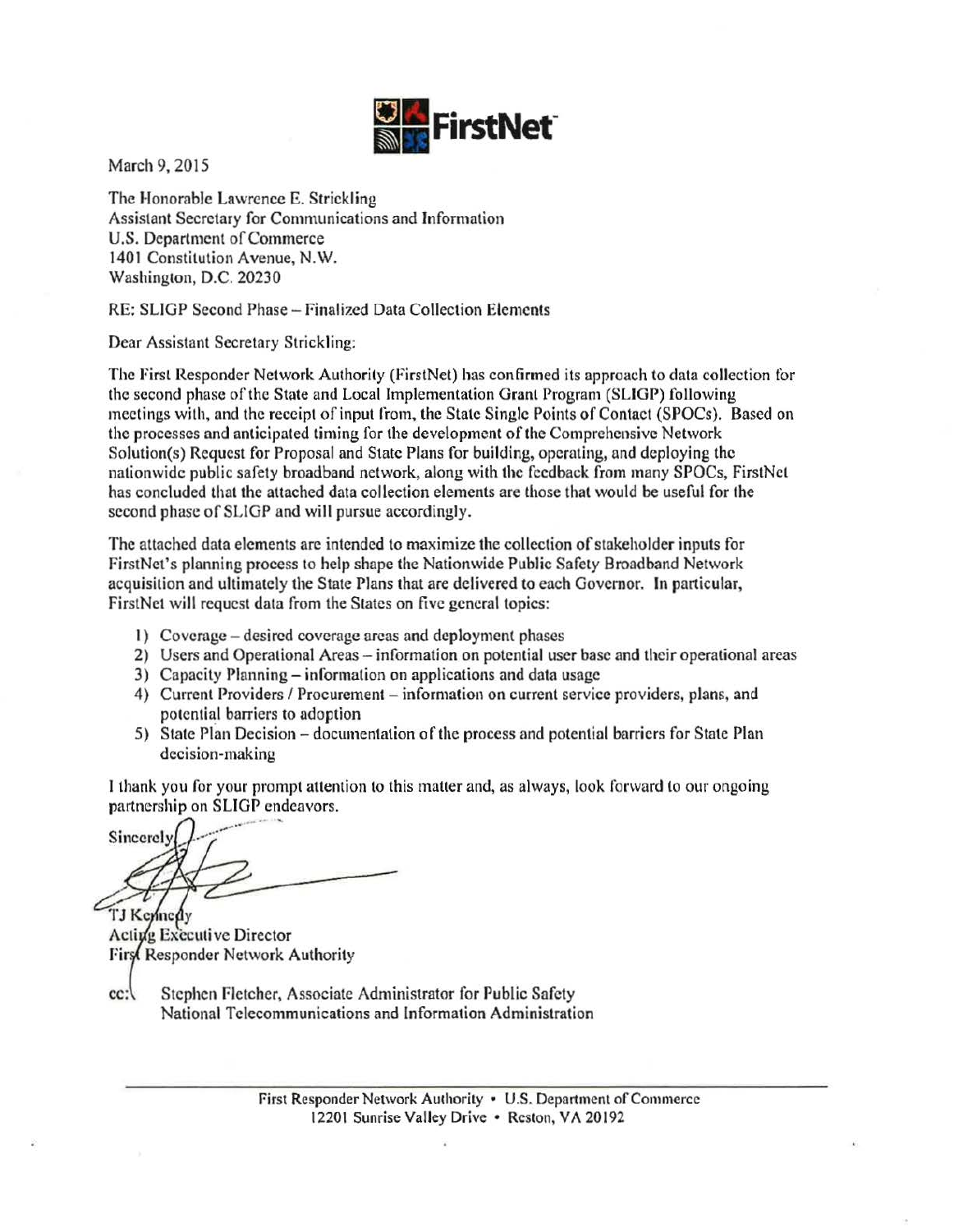March 9, 2015

The Honorable Lawrence E. Strickling
Assistant Secretary for Communications and Information
U.S. Department of Commerce
1401 Constitution Avenue, N.W.
Washington, D.C. 20230

RE: SLIGP Second Phase – Finalized Data Collection Elements

Dear Assistant Secretary Strickling:

The First Responder Network Authority (FirstNet) has confirmed its approach to data collection for the second phase of the State and Local Implementation Grant Program (SLIGP) following meetings with, and the receipt of input from, the State Single Points of Contact (SPOCs). Based on the processes and anticipated timing for the development of the Comprehensive Network Solution(s) Request for Proposal and State Plans for building, operating, and deploying the nationwide public safety broadband network, along with the feedback from many SPOCs, FirstNet has concluded that the attached data collection elements are those that would be useful for the second phase of SLIGP and will pursue accordingly.

The attached data elements are intended to maximize the collection of stakeholder inputs for FirstNet's planning process to help shape the Nationwide Public Safety Broadband Network acquisition and ultimately the State Plans that are delivered to each Governor. **In particular,** FirstNet will request data from the States on five general topics:

1) Coverage – desired coverage areas and deployment phases
2) Users and Operational Areas – information on potential user base and their operational areas
3) Capacity Planning – information on applications and data usage
4) Current Providers / Procurement – information on current service providers, plans, and potential barriers to adoption
5) State Plan Decision – documentation of the process and potential barriers for State Plan decision-making

I thank you for your prompt attention to this matter and, as always, look forward to our ongoing partnership on SLIGP endeavors.

Sincerely,

TJ Kennedy
Acting Executive Director
First Responder Network Authority

cc: Stephen Fletcher, Associate Administrator for Public Safety
National Telecommunications and Information Administration

First Responder Network Authority • U.S. Department of Commerce
12201 Sunrise Valley Drive • Reston, VA 20192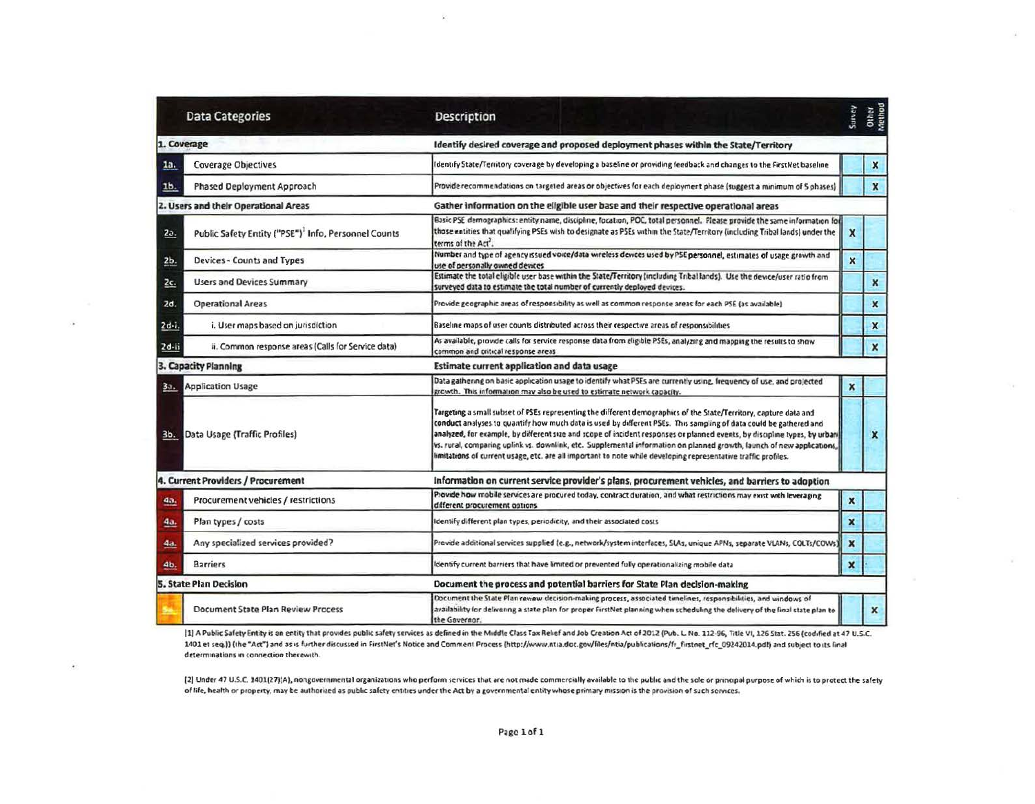| | Data Categories | Description | Survey | Other Method |
|---|---|---|---|---|
| **1. Coverage** | | **Identify desired coverage and proposed deployment phases within the State/Territory** | | |
| 1a. | Coverage Objectives | Identify State/Territory coverage by developing a baseline or providing feedback and changes to the FirstNet baseline | | X |
| 1b. | Phased Deployment Approach | Provide recommendations on targeted areas or objectives for each deployment phase (suggest a minimum of 5 phases) | | X |
| **2. Users and their Operational Areas** | | **Gather information on the eligible user base and their respective operational areas** | | |
| 2a. | Public Safety Entity ("PSE")[1] Info, Personnel Counts | Basic PSE demographics: entity name, discipline, location, POC, total personnel. Please provide the same information for those entities that qualifying PSEs wish to designate as PSEs within the State/Territory (including Tribal lands) under the terms of the Act[2]. | X | |
| 2b. | Devices - Counts and Types | Number and type of agency issued voice/data wireless devices used by PSE personnel, estimates of usage growth and use of personally owned devices | X | |
| 2c. | Users and Devices Summary | Estimate the total eligible user base within the State/Territory (including Tribal lands). Use the device/user ratio from surveyed data to estimate the total number of currently deployed devices. | | X |
| 2d. | Operational Areas | Provide geographic areas of responsibility as well as common response areas for each PSE (as available) | | X |
| 2d-i. | i. User maps based on jurisdiction | Baseline maps of user counts distributed across their respective areas of responsibilities | | X |
| 2d-ii | ii. Common response areas (Calls for Service data) | As available, provide calls for service response data from eligible PSEs, analyzing and mapping the results to show common and critical response areas | | X |
| **3. Capacity Planning** | | **Estimate current application and data usage** | | |
| 3a. | Application Usage | Data gathering on basic application usage to identify what PSEs are currently using, frequency of use, and projected growth. This information may also be used to estimate network capacity. | X | |
| 3b. | Data Usage (Traffic Profiles) | Targeting a small subset of PSEs representing the different demographics of the State/Territory, capture data and conduct analyses to quantify how much data is used by different PSEs. This sampling of data could be gathered and analyzed, for example, by different size and scope of incident responses or planned events, by discipline types, by urban vs. rural, comparing uplink vs. downlink, etc. Supplemental information on planned growth, launch of new applications, limitations of current usage, etc. are all important to note while developing representative traffic profiles. | | X |
| **4. Current Providers / Procurement** | | **Information on current service provider's plans, procurement vehicles, and barriers to adoption** | | |
| 4a. | Procurement vehicles / restrictions | Provide how mobile services are procured today, contract duration, and what restrictions may exist with leveraging different procurement options | X | |
| 4a. | Plan types / costs | Identify different plan types, periodicity, and their associated costs | X | |
| 4a. | Any specialized services provided? | Provide additional services supplied (e.g., network/system interfaces, SLAs, unique APNs, separate VLANs, COLTs/COWs) | X | |
| 4b. | Barriers | Identify current barriers that have limited or prevented fully operationalizing mobile data | X | |
| **5. State Plan Decision** | | **Document the process and potential barriers for State Plan decision-making** | | |
| 5a. | Document State Plan Review Process | Document the State Plan review decision-making process, associated timelines, responsibilities, and windows of availability for delivering a state plan for proper FirstNet planning when scheduling the delivery of the final state plan to the Governor. | | X |

[1] A Public Safety Entity is an entity that provides public safety services as defined in the Middle Class Tax Relief and Job Creation Act of 2012 (Pub. L. No. 112-96, Title VI, 126 Stat. 256 (codified at 47 U.S.C. 1401 et seq.)) (the "Act") and as is further discussed in FirstNet's Notice and Comment Process (http://www.ntia.doc.gov/files/ntia/publications/fr_firstnet_rfc_09242014.pdf) and subject to its final determinations in connection therewith.

[2] Under 47 U.S.C. 1401(27)(A), nongovernmental organizations who perform services that are not made commercially available to the public and the sole or principal purpose of which is to protect the safety of life, health or property, may be authorized as public safety entities under the Act by a governmental entity whose primary mission is the provision of such services.